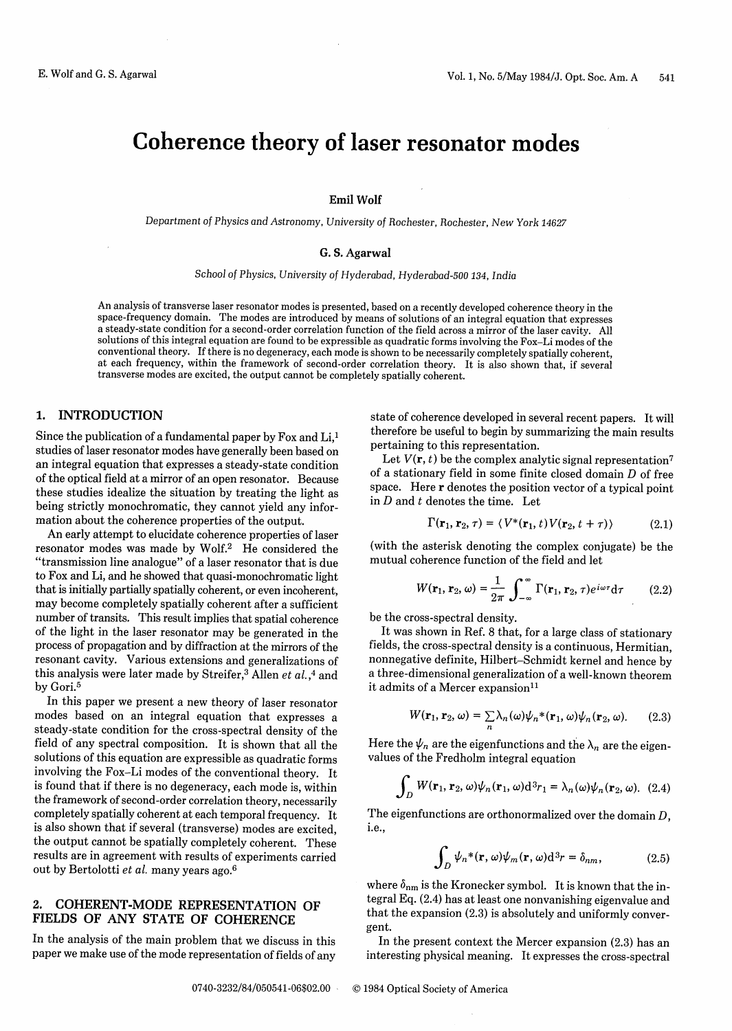# Coherence theory of laser resonator modes

**Emil Wolf**

*Department of Physics and Astronomy, University of Rochester, Rochester, New York 14627*

**G. S. Agarwal**

*School of Physics, University of Hyderabad, Hyderabad-500 134, India*

An analysis of transverse laser resonator modes is presented, based on a recently developed coherence theory in the space-frequency domain. The modes are introduced by means of solutions of an integral equation that expresses a steady-state condition for a second-order correlation function of the field across a mirror of the laser cavity. All solutions of this integral equation are found to be expressible as quadratic forms involving the Fox–Li modes of the conventional theory. If there is no degeneracy, each mode is shown to be necessarily completely spatially coherent, at each frequency, within the framework of second-order correlation theory. It is also shown that, if several transverse modes are excited, the output cannot be completely spatially coherent.

## 1. INTRODUCTION

Since the publication of a fundamental paper by Fox and Li,[1] studies of laser resonator modes have generally been based on an integral equation that expresses a steady-state condition of the optical field at a mirror of an open resonator. Because these studies idealize the situation by treating the light as being strictly monochromatic, they cannot yield any information about the coherence properties of the output.

An early attempt to elucidate coherence properties of laser resonator modes was made by Wolf.[2] He considered the "transmission line analogue" of a laser resonator that is due to Fox and Li, and he showed that quasi-monochromatic light that is initially partially spatially coherent, or even incoherent, may become completely spatially coherent after a sufficient number of transits. This result implies that spatial coherence of the light in the laser resonator may be generated in the process of propagation and by diffraction at the mirrors of the resonant cavity. Various extensions and generalizations of this analysis were later made by Streifer,[3] Allen *et al.*,[4] and by Gori.[5]

In this paper we present a new theory of laser resonator modes based on an integral equation that expresses a steady-state condition for the cross-spectral density of the field of any spectral composition. It is shown that all the solutions of this equation are expressible as quadratic forms involving the Fox–Li modes of the conventional theory. It is found that if there is no degeneracy, each mode is, within the framework of second-order correlation theory, necessarily completely spatially coherent at each temporal frequency. It is also shown that if several (transverse) modes are excited, the output cannot be spatially completely coherent. These results are in agreement with results of experiments carried out by Bertolotti *et al.* many years ago.[6]

## 2. COHERENT-MODE REPRESENTATION OF FIELDS OF ANY STATE OF COHERENCE

In the analysis of the main problem that we discuss in this paper we make use of the mode representation of fields of any state of coherence developed in several recent papers. It will therefore be useful to begin by summarizing the main results pertaining to this representation.

Let $V(\mathbf{r}, t)$ be the complex analytic signal representation[7] of a stationary field in some finite closed domain $D$ of free space. Here $\mathbf{r}$ denotes the position vector of a typical point in $D$ and $t$ denotes the time. Let

$$\Gamma(\mathbf{r}_1, \mathbf{r}_2, \tau) = \langle V^*(\mathbf{r}_1, t) V(\mathbf{r}_2, t + \tau) \rangle \tag{2.1}$$

(with the asterisk denoting the complex conjugate) be the mutual coherence function of the field and let

$$W(\mathbf{r}_1, \mathbf{r}_2, \omega) = \frac{1}{2\pi} \int_{-\infty}^{\infty} \Gamma(\mathbf{r}_1, \mathbf{r}_2, \tau) e^{i\omega\tau} \mathrm{d}\tau \tag{2.2}$$

be the cross-spectral density.

It was shown in Ref. 8 that, for a large class of stationary fields, the cross-spectral density is a continuous, Hermitian, nonnegative definite, Hilbert–Schmidt kernel and hence by a three-dimensional generalization of a well-known theorem it admits of a Mercer expansion[11]

$$W(\mathbf{r}_1, \mathbf{r}_2, \omega) = \sum_n \lambda_n(\omega) \psi_n^*(\mathbf{r}_1, \omega) \psi_n(\mathbf{r}_2, \omega). \tag{2.3}$$

Here the $\psi_n$ are the eigenfunctions and the $\lambda_n$ are the eigenvalues of the Fredholm integral equation

$$\int_D W(\mathbf{r}_1, \mathbf{r}_2, \omega) \psi_n(\mathbf{r}_1, \omega) \mathrm{d}^3 r_1 = \lambda_n(\omega) \psi_n(\mathbf{r}_2, \omega). \tag{2.4}$$

The eigenfunctions are orthonormalized over the domain $D$, i.e.,

$$\int_D \psi_n^*(\mathbf{r}, \omega) \psi_m(\mathbf{r}, \omega) \mathrm{d}^3 r = \delta_{nm}, \tag{2.5}$$

where $\delta_{nm}$ is the Kronecker symbol. It is known that the integral Eq. (2.4) has at least one nonvanishing eigenvalue and that the expansion (2.3) is absolutely and uniformly convergent.

In the present context the Mercer expansion (2.3) has an interesting physical meaning. It expresses the cross-spectral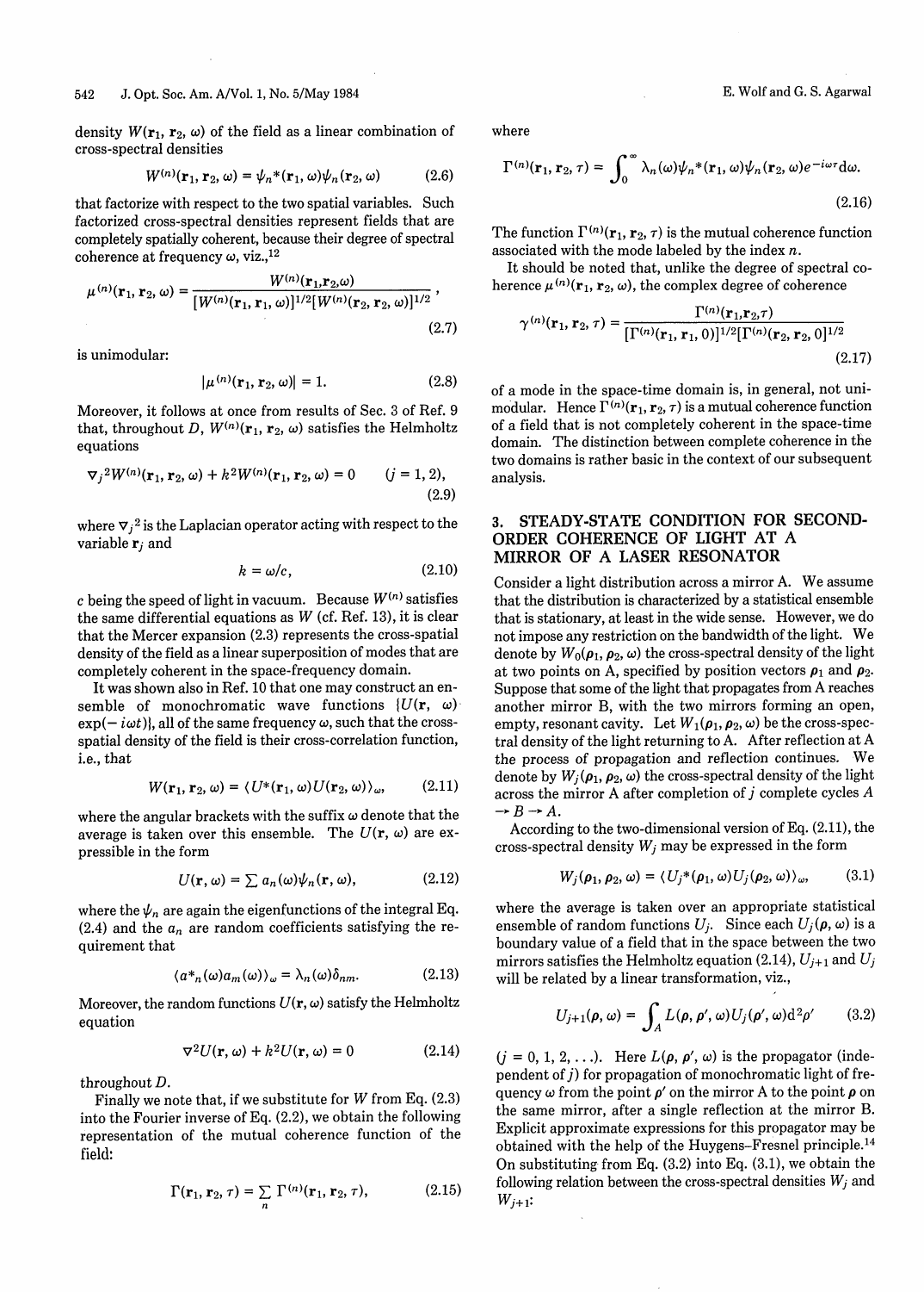density $W(\mathbf{r}_1, \mathbf{r}_2, \omega)$ of the field as a linear combination of cross-spectral densities

$$W^{(n)}(\mathbf{r}_1, \mathbf{r}_2, \omega) = \psi_n^*(\mathbf{r}_1, \omega)\psi_n(\mathbf{r}_2, \omega) \tag{2.6}$$

that factorize with respect to the two spatial variables. Such factorized cross-spectral densities represent fields that are completely spatially coherent, because their degree of spectral coherence at frequency $\omega$, viz.,[12]

$$\mu^{(n)}(\mathbf{r}_1, \mathbf{r}_2, \omega) = \frac{W^{(n)}(\mathbf{r}_1, \mathbf{r}_2, \omega)}{[W^{(n)}(\mathbf{r}_1, \mathbf{r}_1, \omega)]^{1/2}[W^{(n)}(\mathbf{r}_2, \mathbf{r}_2, \omega)]^{1/2}}, \tag{2.7}$$

is unimodular:

$$|\mu^{(n)}(\mathbf{r}_1, \mathbf{r}_2, \omega)| = 1. \tag{2.8}$$

Moreover, it follows at once from results of Sec. 3 of Ref. 9 that, throughout $D$, $W^{(n)}(\mathbf{r}_1, \mathbf{r}_2, \omega)$ satisfies the Helmholtz equations

$$\nabla_j^2 W^{(n)}(\mathbf{r}_1, \mathbf{r}_2, \omega) + k^2 W^{(n)}(\mathbf{r}_1, \mathbf{r}_2, \omega) = 0 \qquad (j = 1, 2), \tag{2.9}$$

where $\nabla_j^2$ is the Laplacian operator acting with respect to the variable $\mathbf{r}_j$ and

$$k = \omega/c, \tag{2.10}$$

$c$ being the speed of light in vacuum. Because $W^{(n)}$ satisfies the same differential equations as $W$ (cf. Ref. 13), it is clear that the Mercer expansion (2.3) represents the cross-spatial density of the field as a linear superposition of modes that are completely coherent in the space-frequency domain.

It was shown also in Ref. 10 that one may construct an ensemble of monochromatic wave functions $\{U(\mathbf{r}, \omega) \exp(-i\omega t)\}$, all of the same frequency $\omega$, such that the cross-spatial density of the field is their cross-correlation function, i.e., that

$$W(\mathbf{r}_1, \mathbf{r}_2, \omega) = \langle U^*(\mathbf{r}_1, \omega)U(\mathbf{r}_2, \omega)\rangle_\omega, \tag{2.11}$$

where the angular brackets with the suffix $\omega$ denote that the average is taken over this ensemble. The $U(\mathbf{r}, \omega)$ are expressible in the form

$$U(\mathbf{r}, \omega) = \sum a_n(\omega)\psi_n(\mathbf{r}, \omega), \tag{2.12}$$

where the $\psi_n$ are again the eigenfunctions of the integral Eq. (2.4) and the $a_n$ are random coefficients satisfying the requirement that

$$\langle a_n^*(\omega)a_m(\omega)\rangle_\omega = \lambda_n(\omega)\delta_{nm}. \tag{2.13}$$

Moreover, the random functions $U(\mathbf{r}, \omega)$ satisfy the Helmholtz equation

$$\nabla^2 U(\mathbf{r}, \omega) + k^2 U(\mathbf{r}, \omega) = 0 \tag{2.14}$$

throughout $D$.

Finally we note that, if we substitute for $W$ from Eq. (2.3) into the Fourier inverse of Eq. (2.2), we obtain the following representation of the mutual coherence function of the field:

$$\Gamma(\mathbf{r}_1, \mathbf{r}_2, \tau) = \sum_n \Gamma^{(n)}(\mathbf{r}_1, \mathbf{r}_2, \tau), \tag{2.15}$$

where

$$\Gamma^{(n)}(\mathbf{r}_1, \mathbf{r}_2, \tau) = \int_0^\infty \lambda_n(\omega)\psi_n^*(\mathbf{r}_1, \omega)\psi_n(\mathbf{r}_2, \omega)e^{-i\omega\tau}d\omega. \tag{2.16}$$

The function $\Gamma^{(n)}(\mathbf{r}_1, \mathbf{r}_2, \tau)$ is the mutual coherence function associated with the mode labeled by the index $n$.

It should be noted that, unlike the degree of spectral coherence $\mu^{(n)}(\mathbf{r}_1, \mathbf{r}_2, \omega)$, the complex degree of coherence

$$\gamma^{(n)}(\mathbf{r}_1, \mathbf{r}_2, \tau) = \frac{\Gamma^{(n)}(\mathbf{r}_1, \mathbf{r}_2, \tau)}{[\Gamma^{(n)}(\mathbf{r}_1, \mathbf{r}_1, 0)]^{1/2}[\Gamma^{(n)}(\mathbf{r}_2, \mathbf{r}_2, 0]^{1/2}} \tag{2.17}$$

of a mode in the space-time domain is, in general, not unimodular. Hence $\Gamma^{(n)}(\mathbf{r}_1, \mathbf{r}_2, \tau)$ is a mutual coherence function of a field that is not completely coherent in the space-time domain. The distinction between complete coherence in the two domains is rather basic in the context of our subsequent analysis.

## 3. STEADY-STATE CONDITION FOR SECOND-ORDER COHERENCE OF LIGHT AT A MIRROR OF A LASER RESONATOR

Consider a light distribution across a mirror A. We assume that the distribution is characterized by a statistical ensemble that is stationary, at least in the wide sense. However, we do not impose any restriction on the bandwidth of the light. We denote by $W_0(\boldsymbol{\rho}_1, \boldsymbol{\rho}_2, \omega)$ the cross-spectral density of the light at two points on A, specified by position vectors $\boldsymbol{\rho}_1$ and $\boldsymbol{\rho}_2$. Suppose that some of the light that propagates from A reaches another mirror B, with the two mirrors forming an open, empty, resonant cavity. Let $W_1(\boldsymbol{\rho}_1, \boldsymbol{\rho}_2, \omega)$ be the cross-spectral density of the light returning to A. After reflection at A the process of propagation and reflection continues. We denote by $W_j(\boldsymbol{\rho}_1, \boldsymbol{\rho}_2, \omega)$ the cross-spectral density of the light across the mirror A after completion of $j$ complete cycles $A \to B \to A$.

According to the two-dimensional version of Eq. (2.11), the cross-spectral density $W_j$ may be expressed in the form

$$W_j(\boldsymbol{\rho}_1, \boldsymbol{\rho}_2, \omega) = \langle U_j^*(\boldsymbol{\rho}_1, \omega)U_j(\boldsymbol{\rho}_2, \omega)\rangle_\omega, \tag{3.1}$$

where the average is taken over an appropriate statistical ensemble of random functions $U_j$. Since each $U_j(\boldsymbol{\rho}, \omega)$ is a boundary value of a field that in the space between the two mirrors satisfies the Helmholtz equation (2.14), $U_{j+1}$ and $U_j$ will be related by a linear transformation, viz.,

$$U_{j+1}(\boldsymbol{\rho}, \omega) = \int_A L(\boldsymbol{\rho}, \boldsymbol{\rho}', \omega)U_j(\boldsymbol{\rho}', \omega)d^2\rho' \tag{3.2}$$

($j = 0, 1, 2, \ldots$). Here $L(\boldsymbol{\rho}, \boldsymbol{\rho}', \omega)$ is the propagator (independent of $j$) for propagation of monochromatic light of frequency $\omega$ from the point $\boldsymbol{\rho}'$ on the mirror A to the point $\boldsymbol{\rho}$ on the same mirror, after a single reflection at the mirror B. Explicit approximate expressions for this propagator may be obtained with the help of the Huygens–Fresnel principle.[14] On substituting from Eq. (3.2) into Eq. (3.1), we obtain the following relation between the cross-spectral densities $W_j$ and $W_{j+1}$: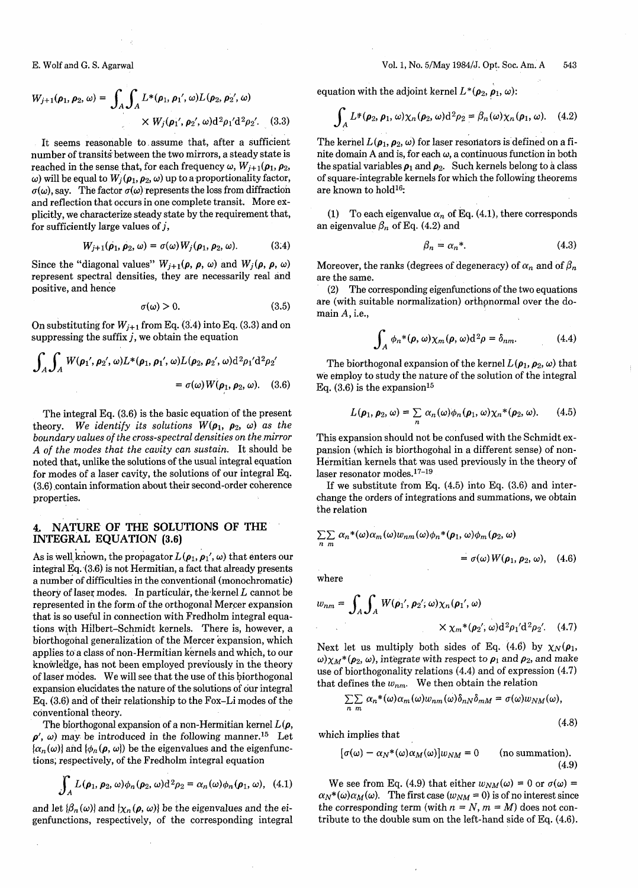$$W_{j+1}(\rho_1, \rho_2, \omega) = \int_A \int_A L^*(\rho_1, \rho_1', \omega) L(\rho_2, \rho_2', \omega) \times W_j(\rho_1', \rho_2', \omega) \mathrm{d}^2\rho_1' \mathrm{d}^2\rho_2'. \quad (3.3)$$

It seems reasonable to assume that, after a sufficient number of transits between the two mirrors, a steady state is reached in the sense that, for each frequency $\omega$, $W_{j+1}(\rho_1, \rho_2, \omega)$ will be equal to $W_j(\rho_1, \rho_2, \omega)$ up to a proportionality factor, $\sigma(\omega)$, say. The factor $\sigma(\omega)$ represents the loss from diffraction and reflection that occurs in one complete transit. More explicitly, we characterize steady state by the requirement that, for sufficiently large values of $j$,

$$W_{j+1}(\rho_1, \rho_2, \omega) = \sigma(\omega) W_j(\rho_1, \rho_2, \omega). \quad (3.4)$$

Since the "diagonal values" $W_{j+1}(\rho, \rho, \omega)$ and $W_j(\rho, \rho, \omega)$ represent spectral densities, they are necessarily real and positive, and hence

$$\sigma(\omega) > 0. \quad (3.5)$$

On substituting for $W_{j+1}$ from Eq. (3.4) into Eq. (3.3) and on suppressing the suffix $j$, we obtain the equation

$$\int_A \int_A W(\rho_1', \rho_2', \omega) L^*(\rho_1, \rho_1', \omega) L(\rho_2, \rho_2', \omega) \mathrm{d}^2\rho_1' \mathrm{d}^2\rho_2' = \sigma(\omega) W(\rho_1, \rho_2, \omega). \quad (3.6)$$

The integral Eq. (3.6) is the basic equation of the present theory. *We identify its solutions $W(\rho_1, \rho_2, \omega)$ as the boundary values of the cross-spectral densities on the mirror A of the modes that the cavity can sustain.* It should be noted that, unlike the solutions of the usual integral equation for modes of a laser cavity, the solutions of our integral Eq. (3.6) contain information about their second-order coherence properties.

## 4. NATURE OF THE SOLUTIONS OF THE INTEGRAL EQUATION (3.6)

As is well known, the propagator $L(\rho_1, \rho_1', \omega)$ that enters our integral Eq. (3.6) is not Hermitian, a fact that already presents a number of difficulties in the conventional (monochromatic) theory of laser modes. In particular, the kernel $L$ cannot be represented in the form of the orthogonal Mercer expansion that is so useful in connection with Fredholm integral equations with Hilbert–Schmidt kernels. There is, however, a biorthogonal generalization of the Mercer expansion, which applies to a class of non-Hermitian kernels and which, to our knowledge, has not been employed previously in the theory of laser modes. We will see that the use of this biorthogonal expansion elucidates the nature of the solutions of our integral Eq. (3.6) and of their relationship to the Fox–Li modes of the conventional theory.

The biorthogonal expansion of a non-Hermitian kernel $L(\rho, \rho', \omega)$ may be introduced in the following manner.[15] Let $\{\alpha_n(\omega)\}$ and $\{\phi_n(\rho, \omega)\}$ be the eigenvalues and the eigenfunctions, respectively, of the Fredholm integral equation

$$\int_A L(\rho_1, \rho_2, \omega) \phi_n(\rho_2, \omega) \mathrm{d}^2\rho_2 = \alpha_n(\omega) \phi_n(\rho_1, \omega), \quad (4.1)$$

and let $\{\beta_n(\omega)\}$ and $\{\chi_n(\rho, \omega)\}$ be the eigenvalues and the eigenfunctions, respectively, of the corresponding integral equation with the adjoint kernel $L^*(\rho_2, \rho_1, \omega)$:

$$\int_A L^*(\rho_2, \rho_1, \omega) \chi_n(\rho_2, \omega) \mathrm{d}^2\rho_2 = \beta_n(\omega) \chi_n(\rho_1, \omega). \quad (4.2)$$

The kernel $L(\rho_1, \rho_2, \omega)$ for laser resonators is defined on a finite domain A and is, for each $\omega$, a continuous function in both the spatial variables $\rho_1$ and $\rho_2$. Such kernels belong to a class of square-integrable kernels for which the following theorems are known to hold[16]:

(1) To each eigenvalue $\alpha_n$ of Eq. (4.1), there corresponds an eigenvalue $\beta_n$ of Eq. (4.2) and

$$\beta_n = \alpha_n^*. \quad (4.3)$$

Moreover, the ranks (degrees of degeneracy) of $\alpha_n$ and of $\beta_n$ are the same.

(2) The corresponding eigenfunctions of the two equations are (with suitable normalization) orthonormal over the domain $A$, i.e.,

$$\int_A \phi_n^*(\rho, \omega) \chi_m(\rho, \omega) \mathrm{d}^2\rho = \delta_{nm}. \quad (4.4)$$

The biorthogonal expansion of the kernel $L(\rho_1, \rho_2, \omega)$ that we employ to study the nature of the solution of the integral Eq. (3.6) is the expansion[15]

$$L(\rho_1, \rho_2, \omega) = \sum_n \alpha_n(\omega) \phi_n(\rho_1, \omega) \chi_n^*(\rho_2, \omega). \quad (4.5)$$

This expansion should not be confused with the Schmidt expansion (which is biorthogonal in a different sense) of non-Hermitian kernels that was used previously in the theory of laser resonator modes.[17–19]

If we substitute from Eq. (4.5) into Eq. (3.6) and interchange the orders of integrations and summations, we obtain the relation

$$\sum_n \sum_m \alpha_n^*(\omega) \alpha_m(\omega) w_{nm}(\omega) \phi_n^*(\rho_1, \omega) \phi_m(\rho_2, \omega) = \sigma(\omega) W(\rho_1, \rho_2, \omega), \quad (4.6)$$

where

$$w_{nm} = \int_A \int_A W(\rho_1', \rho_2', \omega) \chi_n(\rho_1', \omega) \times \chi_m^*(\rho_2', \omega) \mathrm{d}^2\rho_1' \mathrm{d}^2\rho_2'. \quad (4.7)$$

Next let us multiply both sides of Eq. (4.6) by $\chi_N(\rho_1, \omega) \chi_M^*(\rho_2, \omega)$, integrate with respect to $\rho_1$ and $\rho_2$, and make use of biorthogonality relations (4.4) and of expression (4.7) that defines the $w_{nm}$. We then obtain the relation

$$\sum_n \sum_m \alpha_n^*(\omega) \alpha_m(\omega) w_{nm}(\omega) \delta_{nN} \delta_{mM} = \sigma(\omega) w_{NM}(\omega), \quad (4.8)$$

which implies that

$$[\sigma(\omega) - \alpha_N^*(\omega) \alpha_M(\omega)] w_{NM} = 0 \qquad \text{(no summation)}. \quad (4.9)$$

We see from Eq. (4.9) that either $w_{NM}(\omega) = 0$ or $\sigma(\omega) = \alpha_N^*(\omega) \alpha_M(\omega)$. The first case ($w_{NM} = 0$) is of no interest since the corresponding term (with $n = N$, $m = M$) does not contribute to the double sum on the left-hand side of Eq. (4.6).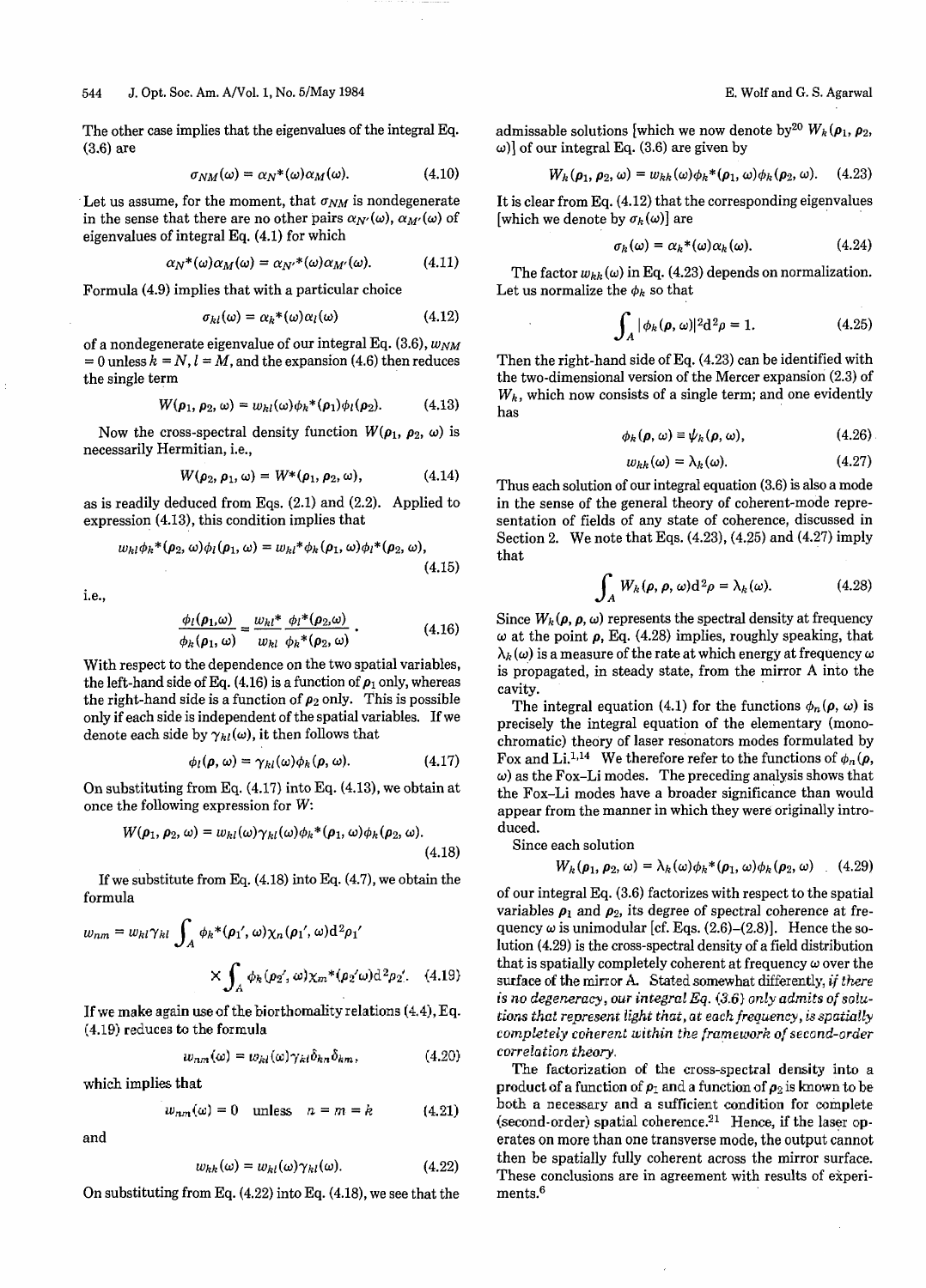The other case implies that the eigenvalues of the integral Eq. (3.6) are

$$\sigma_{NM}(\omega) = \alpha_N^*(\omega)\alpha_M(\omega). \tag{4.10}$$

Let us assume, for the moment, that $\sigma_{NM}$ is nondegenerate in the sense that there are no other pairs $\alpha_{N'}(\omega)$, $\alpha_{M'}(\omega)$ of eigenvalues of integral Eq. (4.1) for which

$$\alpha_N^*(\omega)\alpha_M(\omega) = \alpha_{N'}^*(\omega)\alpha_{M'}(\omega). \tag{4.11}$$

Formula (4.9) implies that with a particular choice

$$\sigma_{kl}(\omega) = \alpha_k^*(\omega)\alpha_l(\omega) \tag{4.12}$$

of a nondegenerate eigenvalue of our integral Eq. (3.6), $w_{NM} = 0$ unless $k = N, l = M$, and the expansion (4.6) then reduces the single term

$$W(\boldsymbol{\rho}_1, \boldsymbol{\rho}_2, \omega) = w_{kl}(\omega)\phi_k^*(\boldsymbol{\rho}_1)\phi_l(\boldsymbol{\rho}_2). \tag{4.13}$$

Now the cross-spectral density function $W(\boldsymbol{\rho}_1, \boldsymbol{\rho}_2, \omega)$ is necessarily Hermitian, i.e.,

$$W(\boldsymbol{\rho}_2, \boldsymbol{\rho}_1, \omega) = W^*(\boldsymbol{\rho}_1, \boldsymbol{\rho}_2, \omega), \tag{4.14}$$

as is readily deduced from Eqs. (2.1) and (2.2). Applied to expression (4.13), this condition implies that

$$w_{kl}\phi_k^*(\boldsymbol{\rho}_2, \omega)\phi_l(\boldsymbol{\rho}_1, \omega) = w_{kl}^*\phi_k(\boldsymbol{\rho}_1, \omega)\phi_l^*(\boldsymbol{\rho}_2, \omega), \tag{4.15}$$

i.e.,

$$\frac{\phi_l(\boldsymbol{\rho}_1, \omega)}{\phi_k(\boldsymbol{\rho}_1, \omega)} = \frac{w_{kl}^*}{w_{kl}}\frac{\phi_l^*(\boldsymbol{\rho}_2, \omega)}{\phi_k^*(\boldsymbol{\rho}_2, \omega)}. \tag{4.16}$$

With respect to the dependence on the two spatial variables, the left-hand side of Eq. (4.16) is a function of $\boldsymbol{\rho}_1$ only, whereas the right-hand side is a function of $\boldsymbol{\rho}_2$ only. This is possible only if each side is independent of the spatial variables. If we denote each side by $\gamma_{kl}(\omega)$, it then follows that

$$\phi_l(\boldsymbol{\rho}, \omega) = \gamma_{kl}(\omega)\phi_k(\boldsymbol{\rho}, \omega). \tag{4.17}$$

On substituting from Eq. (4.17) into Eq. (4.13), we obtain at once the following expression for $W$:

$$W(\boldsymbol{\rho}_1, \boldsymbol{\rho}_2, \omega) = w_{kl}(\omega)\gamma_{kl}(\omega)\phi_k^*(\boldsymbol{\rho}_1, \omega)\phi_k(\boldsymbol{\rho}_2, \omega). \tag{4.18}$$

If we substitute from Eq. (4.18) into Eq. (4.7), we obtain the formula

$$w_{nm} = w_{kl}\gamma_{kl}\int_A \phi_k^*(\boldsymbol{\rho}_1', \omega)\chi_n(\boldsymbol{\rho}_1', \omega)\mathrm{d}^2\rho_1' \times \int_A \phi_k(\boldsymbol{\rho}_2', \omega)\chi_m^*(\boldsymbol{\rho}_2'\omega)\mathrm{d}^2\rho_2'. \tag{4.19}$$

If we make again use of the biorthomality relations (4.4), Eq. (4.19) reduces to the formula

$$w_{nm}(\omega) = w_{kl}(\omega)\gamma_{kl}\delta_{kn}\delta_{km}, \tag{4.20}$$

which implies that

$$w_{nm}(\omega) = 0 \quad \text{unless} \quad n = m = k \tag{4.21}$$

and

$$w_{kk}(\omega) = w_{kl}(\omega)\gamma_{kl}(\omega). \tag{4.22}$$

On substituting from Eq. (4.22) into Eq. (4.18), we see that the admissable solutions [which we now denote by[20] $W_k(\boldsymbol{\rho}_1, \boldsymbol{\rho}_2, \omega)$] of our integral Eq. (3.6) are given by

$$W_k(\boldsymbol{\rho}_1, \boldsymbol{\rho}_2, \omega) = w_{kk}(\omega)\phi_k^*(\boldsymbol{\rho}_1, \omega)\phi_k(\boldsymbol{\rho}_2, \omega). \tag{4.23}$$

It is clear from Eq. (4.12) that the corresponding eigenvalues [which we denote by $\sigma_k(\omega)$] are

$$\sigma_k(\omega) = \alpha_k^*(\omega)\alpha_k(\omega). \tag{4.24}$$

The factor $w_{kk}(\omega)$ in Eq. (4.23) depends on normalization. Let us normalize the $\phi_k$ so that

$$\int_A |\phi_k(\boldsymbol{\rho}, \omega)|^2\mathrm{d}^2\rho = 1. \tag{4.25}$$

Then the right-hand side of Eq. (4.23) can be identified with the two-dimensional version of the Mercer expansion (2.3) of $W_k$, which now consists of a single term; and one evidently has

$$\phi_k(\boldsymbol{\rho}, \omega) \equiv \psi_k(\boldsymbol{\rho}, \omega), \tag{4.26}$$

$$w_{kk}(\omega) = \lambda_k(\omega). \tag{4.27}$$

Thus each solution of our integral equation (3.6) is also a mode in the sense of the general theory of coherent-mode representation of fields of any state of coherence, discussed in Section 2. We note that Eqs. (4.23), (4.25) and (4.27) imply that

$$\int_A W_k(\boldsymbol{\rho}, \boldsymbol{\rho}, \omega)\mathrm{d}^2\rho = \lambda_k(\omega). \tag{4.28}$$

Since $W_k(\boldsymbol{\rho}, \boldsymbol{\rho}, \omega)$ represents the spectral density at frequency $\omega$ at the point $\boldsymbol{\rho}$, Eq. (4.28) implies, roughly speaking, that $\lambda_k(\omega)$ is a measure of the rate at which energy at frequency $\omega$ is propagated, in steady state, from the mirror A into the cavity.

The integral equation (4.1) for the functions $\phi_n(\boldsymbol{\rho}, \omega)$ is precisely the integral equation of the elementary (monochromatic) theory of laser resonators modes formulated by Fox and Li.[1,14] We therefore refer to the functions of $\phi_n(\boldsymbol{\rho}, \omega)$ as the Fox–Li modes. The preceding analysis shows that the Fox–Li modes have a broader significance than would appear from the manner in which they were originally introduced.

Since each solution

$$W_k(\boldsymbol{\rho}_1, \boldsymbol{\rho}_2, \omega) = \lambda_k(\omega)\phi_k^*(\boldsymbol{\rho}_1, \omega)\phi_k(\boldsymbol{\rho}_2, \omega) \tag{4.29}$$

of our integral Eq. (3.6) factorizes with respect to the spatial variables $\boldsymbol{\rho}_1$ and $\boldsymbol{\rho}_2$, its degree of spectral coherence at frequency $\omega$ is unimodular [cf. Eqs. (2.6)–(2.8)]. Hence the solution (4.29) is the cross-spectral density of a field distribution that is spatially completely coherent at frequency $\omega$ over the surface of the mirror A. Stated somewhat differently, *if there is no degeneracy, our integral Eq. (3.6) only admits of solutions that represent light that, at each frequency, is spatially completely coherent within the framework of second-order correlation theory.*

The factorization of the cross-spectral density into a product of a function of $\boldsymbol{\rho}_1$ and a function of $\boldsymbol{\rho}_2$ is known to be both a necessary and a sufficient condition for complete (second-order) spatial coherence.[21] Hence, if the laser operates on more than one transverse mode, the output cannot then be spatially fully coherent across the mirror surface. These conclusions are in agreement with results of experiments.[6]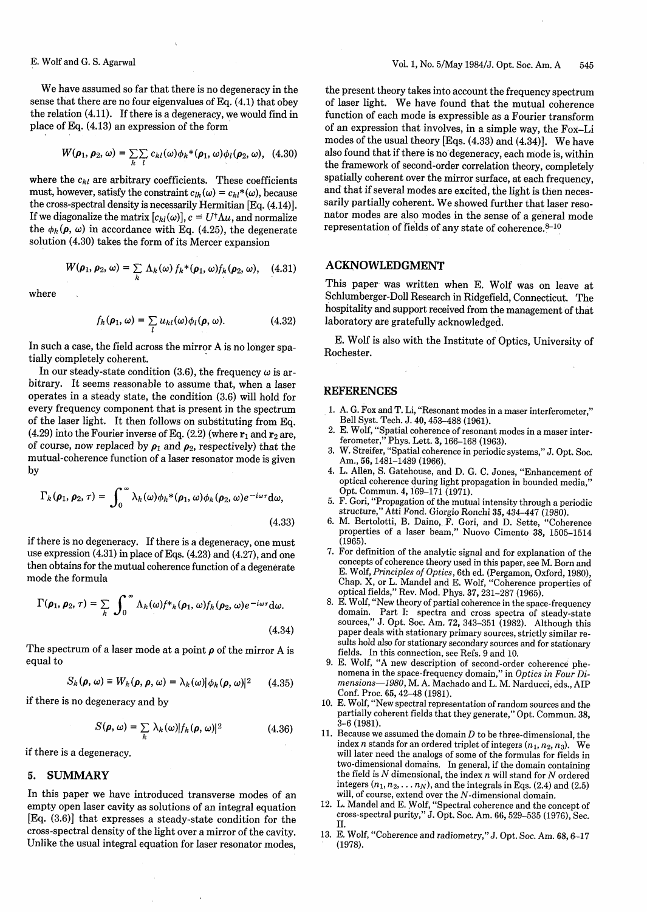We have assumed so far that there is no degeneracy in the sense that there are no four eigenvalues of Eq. (4.1) that obey the relation (4.11). If there is a degeneracy, we would find in place of Eq. (4.13) an expression of the form

$$W(\boldsymbol{\rho}_1, \boldsymbol{\rho}_2, \omega) = \sum_k \sum_l c_{kl}(\omega)\phi_k^*(\boldsymbol{\rho}_1, \omega)\phi_l(\boldsymbol{\rho}_2, \omega), \quad (4.30)$$

where the $c_{kl}$ are arbitrary coefficients. These coefficients must, however, satisfy the constraint $c_{lk}(\omega) = c_{kl}^*(\omega)$, because the cross-spectral density is necessarily Hermitian [Eq. (4.14)]. If we diagonalize the matrix $[c_{kl}(\omega)]$, $c = U^\dagger \Lambda u$, and normalize the $\phi_k(\boldsymbol{\rho}, \omega)$ in accordance with Eq. (4.25), the degenerate solution (4.30) takes the form of its Mercer expansion

$$W(\boldsymbol{\rho}_1, \boldsymbol{\rho}_2, \omega) = \sum_k \Lambda_k(\omega) f_k^*(\boldsymbol{\rho}_1, \omega) f_k(\boldsymbol{\rho}_2, \omega), \quad (4.31)$$

where

$$f_k(\boldsymbol{\rho}_1, \omega) = \sum_l u_{kl}(\omega)\phi_l(\boldsymbol{\rho}, \omega). \quad (4.32)$$

In such a case, the field across the mirror A is no longer spatially completely coherent.

In our steady-state condition (3.6), the frequency $\omega$ is arbitrary. It seems reasonable to assume that, when a laser operates in a steady state, the condition (3.6) will hold for every frequency component that is present in the spectrum of the laser light. It then follows on substituting from Eq. (4.29) into the Fourier inverse of Eq. (2.2) (where $\mathbf{r}_1$ and $\mathbf{r}_2$ are, of course, now replaced by $\boldsymbol{\rho}_1$ and $\boldsymbol{\rho}_2$, respectively) that the mutual-coherence function of a laser resonator mode is given by

$$\Gamma_k(\boldsymbol{\rho}_1, \boldsymbol{\rho}_2, \tau) = \int_0^\infty \lambda_k(\omega)\phi_k^*(\boldsymbol{\rho}_1, \omega)\phi_k(\boldsymbol{\rho}_2, \omega)e^{-i\omega\tau}\mathrm{d}\omega, \quad (4.33)$$

if there is no degeneracy. If there is a degeneracy, one must use expression (4.31) in place of Eqs. (4.23) and (4.27), and one then obtains for the mutual coherence function of a degenerate mode the formula

$$\Gamma(\boldsymbol{\rho}_1, \boldsymbol{\rho}_2, \tau) = \sum_k \int_0^\infty \Lambda_k(\omega) f^*_k(\boldsymbol{\rho}_1, \omega) f_k(\boldsymbol{\rho}_2, \omega)e^{-i\omega\tau}\mathrm{d}\omega. \quad (4.34)$$

The spectrum of a laser mode at a point $\boldsymbol{\rho}$ of the mirror A is equal to

$$S_k(\boldsymbol{\rho}, \omega) \equiv W_k(\boldsymbol{\rho}, \boldsymbol{\rho}, \omega) = \lambda_k(\omega)|\phi_k(\boldsymbol{\rho}, \omega)|^2 \quad (4.35)$$

if there is no degeneracy and by

$$S(\boldsymbol{\rho}, \omega) = \sum_k \lambda_k(\omega)|f_k(\boldsymbol{\rho}, \omega)|^2 \quad (4.36)$$

if there is a degeneracy.

## 5. SUMMARY

In this paper we have introduced transverse modes of an empty open laser cavity as solutions of an integral equation [Eq. (3.6)] that expresses a steady-state condition for the cross-spectral density of the light over a mirror of the cavity. Unlike the usual integral equation for laser resonator modes, the present theory takes into account the frequency spectrum of laser light. We have found that the mutual coherence function of each mode is expressible as a Fourier transform of an expression that involves, in a simple way, the Fox–Li modes of the usual theory [Eqs. (4.33) and (4.34)]. We have also found that if there is no degeneracy, each mode is, within the framework of second-order correlation theory, completely spatially coherent over the mirror surface, at each frequency, and that if several modes are excited, the light is then necessarily partially coherent. We showed further that laser resonator modes are also modes in the sense of a general mode representation of fields of any state of coherence.[8–10]

## ACKNOWLEDGMENT

This paper was written when E. Wolf was on leave at Schlumberger-Doll Research in Ridgefield, Connecticut. The hospitality and support received from the management of that laboratory are gratefully acknowledged.

E. Wolf is also with the Institute of Optics, University of Rochester.

## REFERENCES

1. A. G. Fox and T. Li, "Resonant modes in a maser interferometer," Bell Syst. Tech. J. **40**, 453–488 (1961).
2. E. Wolf, "Spatial coherence of resonant modes in a maser interferometer," Phys. Lett. **3**, 166–168 (1963).
3. W. Streifer, "Spatial coherence in periodic systems," J. Opt. Soc. Am., **56**, 1481–1489 (1966).
4. L. Allen, S. Gatehouse, and D. G. C. Jones, "Enhancement of optical coherence during light propagation in bounded media," Opt. Commun. **4**, 169–171 (1971).
5. F. Gori, "Propagation of the mutual intensity through a periodic structure," Atti Fond. Giorgio Ronchi **35**, 434–447 (1980).
6. M. Bertolotti, B. Daino, F. Gori, and D. Sette, "Coherence properties of a laser beam," Nuovo Cimento **38**, 1505–1514 (1965).
7. For definition of the analytic signal and for explanation of the concepts of coherence theory used in this paper, see M. Born and E. Wolf, *Principles of Optics*, 6th ed. (Pergamon, Oxford, 1980), Chap. X, or L. Mandel and E. Wolf, "Coherence properties of optical fields," Rev. Mod. Phys. **37**, 231–287 (1965).
8. E. Wolf, "New theory of partial coherence in the space-frequency domain. Part I: spectra and cross spectra of steady-state sources," J. Opt. Soc. Am. **72**, 343–351 (1982). Although this paper deals with stationary primary sources, strictly similar results hold also for stationary secondary sources and for stationary fields. In this connection, see Refs. 9 and 10.
9. E. Wolf, "A new description of second-order coherence phenomena in the space-frequency domain," in *Optics in Four Dimensions—1980*, M. A. Machado and L. M. Narducci, eds., AIP Conf. Proc. **65**, 42–48 (1981).
10. E. Wolf, "New spectral representation of random sources and the partially coherent fields that they generate," Opt. Commun. **38**, 3–6 (1981).
11. Because we assumed the domain $D$ to be three-dimensional, the index $n$ stands for an ordered triplet of integers $(n_1, n_2, n_3)$. We will later need the analogs of some of the formulas for fields in two-dimensional domains. In general, if the domain containing the field is $N$ dimensional, the index $n$ will stand for $N$ ordered integers $(n_1, n_2, \ldots n_N)$, and the integrals in Eqs. (2.4) and (2.5) will, of course, extend over the $N$-dimensional domain.
12. L. Mandel and E. Wolf, "Spectral coherence and the concept of cross-spectral purity," J. Opt. Soc. Am. **66**, 529–535 (1976), Sec. II.
13. E. Wolf, "Coherence and radiometry," J. Opt. Soc. Am. **68**, 6–17 (1978).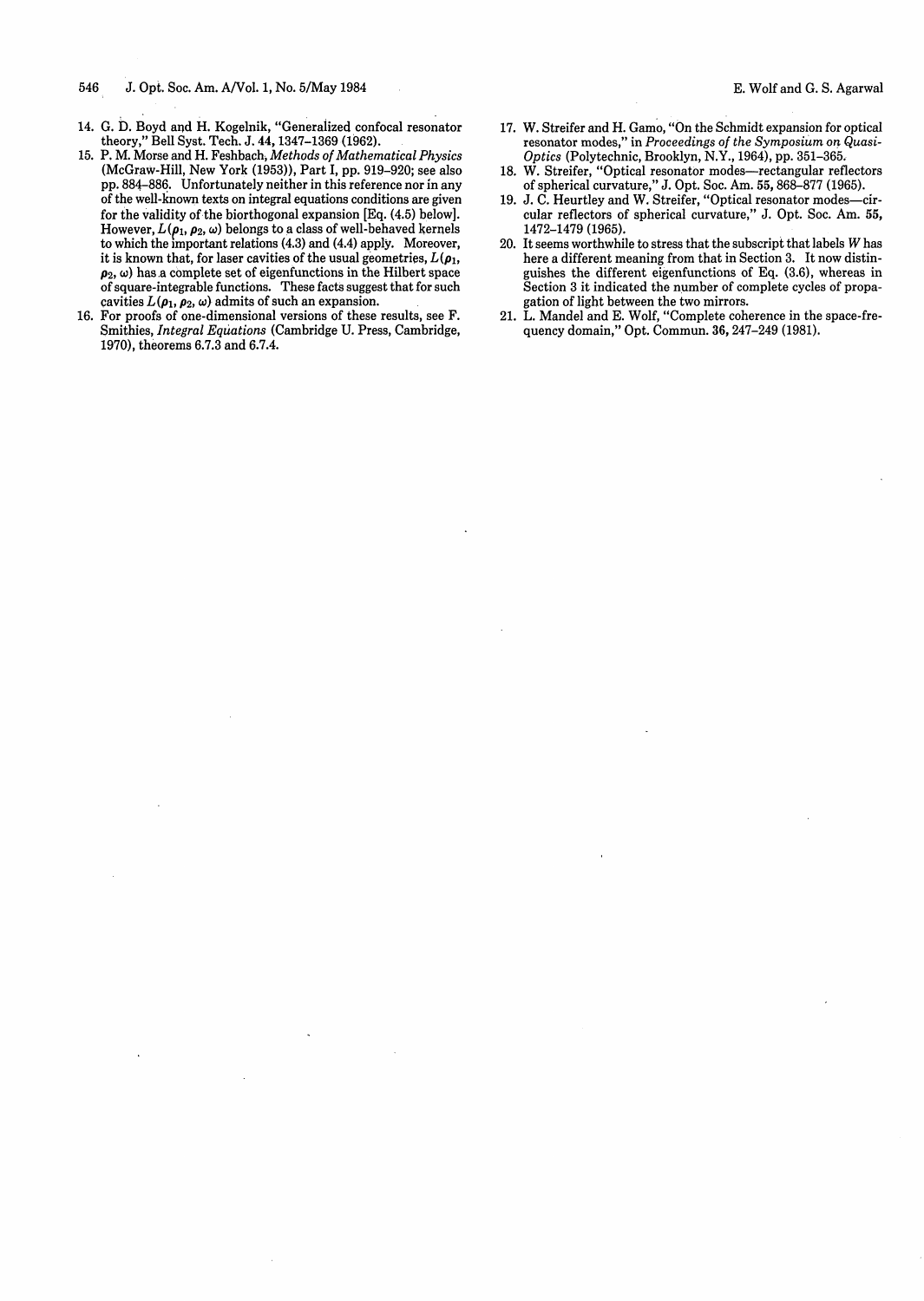14. G. D. Boyd and H. Kogelnik, "Generalized confocal resonator theory," Bell Syst. Tech. J. **44**, 1347–1369 (1962).
15. P. M. Morse and H. Feshbach, *Methods of Mathematical Physics* (McGraw-Hill, New York (1953)), Part I, pp. 919–920; see also pp. 884–886. Unfortunately neither in this reference nor in any of the well-known texts on integral equations conditions are given for the validity of the biorthogonal expansion [Eq. (4.5) below]. However, $L(\boldsymbol{\rho}_1, \boldsymbol{\rho}_2, \omega)$ belongs to a class of well-behaved kernels to which the important relations (4.3) and (4.4) apply. Moreover, it is known that, for laser cavities of the usual geometries, $L(\boldsymbol{\rho}_1, \boldsymbol{\rho}_2, \omega)$ has a complete set of eigenfunctions in the Hilbert space of square-integrable functions. These facts suggest that for such cavities $L(\boldsymbol{\rho}_1, \boldsymbol{\rho}_2, \omega)$ admits of such an expansion.
16. For proofs of one-dimensional versions of these results, see F. Smithies, *Integral Equations* (Cambridge U. Press, Cambridge, 1970), theorems 6.7.3 and 6.7.4.
17. W. Streifer and H. Gamo, "On the Schmidt expansion for optical resonator modes," in *Proceedings of the Symposium on Quasi-Optics* (Polytechnic, Brooklyn, N.Y., 1964), pp. 351–365.
18. W. Streifer, "Optical resonator modes—rectangular reflectors of spherical curvature," J. Opt. Soc. Am. **55**, 868–877 (1965).
19. J. C. Heurtley and W. Streifer, "Optical resonator modes—circular reflectors of spherical curvature," J. Opt. Soc. Am. **55**, 1472–1479 (1965).
20. It seems worthwhile to stress that the subscript that labels $W$ has here a different meaning from that in Section 3. It now distinguishes the different eigenfunctions of Eq. (3.6), whereas in Section 3 it indicated the number of complete cycles of propagation of light between the two mirrors.
21. L. Mandel and E. Wolf, "Complete coherence in the space-frequency domain," Opt. Commun. **36**, 247–249 (1981).